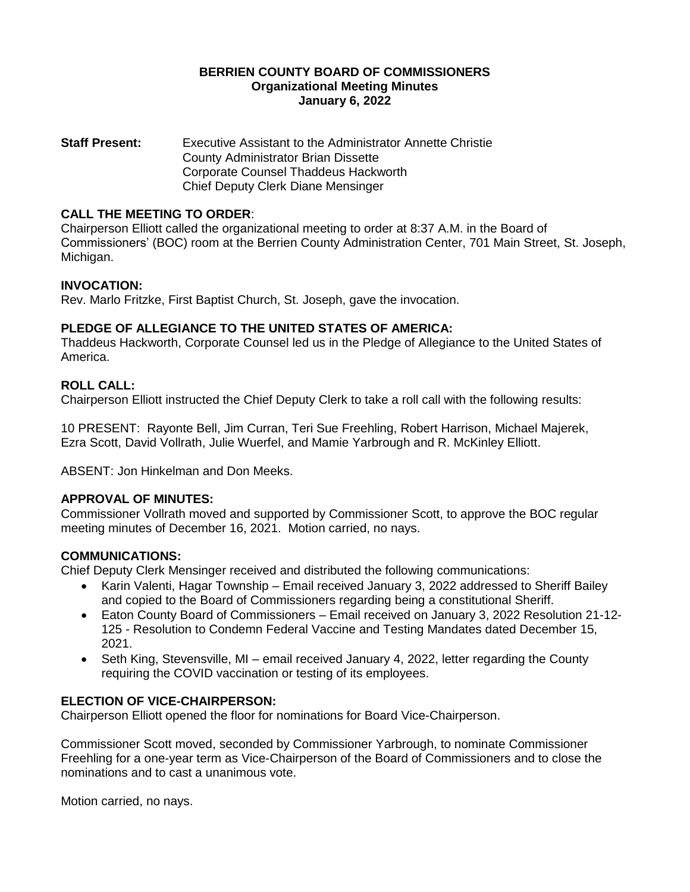# BERRIEN COUNTY BOARD OF COMMISSIONERS
## Organizational Meeting Minutes
## January 6, 2022

**Staff Present:** Executive Assistant to the Administrator Annette Christie
County Administrator Brian Dissette
Corporate Counsel Thaddeus Hackworth
Chief Deputy Clerk Diane Mensinger

**CALL THE MEETING TO ORDER**:
Chairperson Elliott called the organizational meeting to order at 8:37 A.M. in the Board of Commissioners' (BOC) room at the Berrien County Administration Center, 701 Main Street, St. Joseph, Michigan.

**INVOCATION:**
Rev. Marlo Fritzke, First Baptist Church, St. Joseph, gave the invocation.

**PLEDGE OF ALLEGIANCE TO THE UNITED STATES OF AMERICA:**
Thaddeus Hackworth, Corporate Counsel led us in the Pledge of Allegiance to the United States of America.

**ROLL CALL:**
Chairperson Elliott instructed the Chief Deputy Clerk to take a roll call with the following results:

10 PRESENT: Rayonte Bell, Jim Curran, Teri Sue Freehling, Robert Harrison, Michael Majerek, Ezra Scott, David Vollrath, Julie Wuerfel, and Mamie Yarbrough and R. McKinley Elliott.

ABSENT: Jon Hinkelman and Don Meeks.

**APPROVAL OF MINUTES:**
Commissioner Vollrath moved and supported by Commissioner Scott, to approve the BOC regular meeting minutes of December 16, 2021. Motion carried, no nays.

**COMMUNICATIONS:**
Chief Deputy Clerk Mensinger received and distributed the following communications:

- Karin Valenti, Hagar Township – Email received January 3, 2022 addressed to Sheriff Bailey and copied to the Board of Commissioners regarding being a constitutional Sheriff.
- Eaton County Board of Commissioners – Email received on January 3, 2022 Resolution 21-12-125 - Resolution to Condemn Federal Vaccine and Testing Mandates dated December 15, 2021.
- Seth King, Stevensville, MI – email received January 4, 2022, letter regarding the County requiring the COVID vaccination or testing of its employees.

**ELECTION OF VICE-CHAIRPERSON:**
Chairperson Elliott opened the floor for nominations for Board Vice-Chairperson.

Commissioner Scott moved, seconded by Commissioner Yarbrough, to nominate Commissioner Freehling for a one-year term as Vice-Chairperson of the Board of Commissioners and to close the nominations and to cast a unanimous vote.

Motion carried, no nays.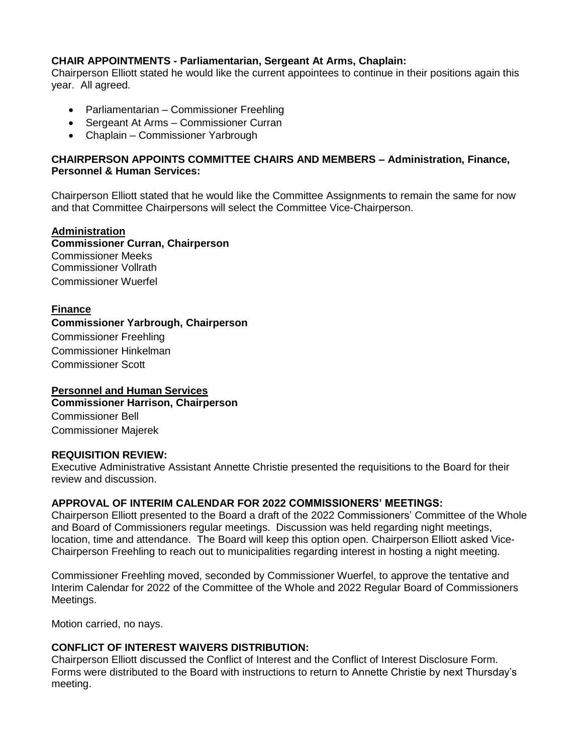**CHAIR APPOINTMENTS - Parliamentarian, Sergeant At Arms, Chaplain:**

Chairperson Elliott stated he would like the current appointees to continue in their positions again this year. All agreed.

- Parliamentarian – Commissioner Freehling
- Sergeant At Arms – Commissioner Curran
- Chaplain – Commissioner Yarbrough

**CHAIRPERSON APPOINTS COMMITTEE CHAIRS AND MEMBERS – Administration, Finance, Personnel & Human Services:**

Chairperson Elliott stated that he would like the Committee Assignments to remain the same for now and that Committee Chairpersons will select the Committee Vice-Chairperson.

**Administration**

**Commissioner Curran, Chairperson**

Commissioner Meeks

Commissioner Vollrath

Commissioner Wuerfel

**Finance**

**Commissioner Yarbrough, Chairperson**

Commissioner Freehling

Commissioner Hinkelman

Commissioner Scott

**Personnel and Human Services**

**Commissioner Harrison, Chairperson**

Commissioner Bell

Commissioner Majerek

**REQUISITION REVIEW:**

Executive Administrative Assistant Annette Christie presented the requisitions to the Board for their review and discussion.

**APPROVAL OF INTERIM CALENDAR FOR 2022 COMMISSIONERS' MEETINGS:**

Chairperson Elliott presented to the Board a draft of the 2022 Commissioners' Committee of the Whole and Board of Commissioners regular meetings. Discussion was held regarding night meetings, location, time and attendance. The Board will keep this option open. Chairperson Elliott asked Vice-Chairperson Freehling to reach out to municipalities regarding interest in hosting a night meeting.

Commissioner Freehling moved, seconded by Commissioner Wuerfel, to approve the tentative and Interim Calendar for 2022 of the Committee of the Whole and 2022 Regular Board of Commissioners Meetings.

Motion carried, no nays.

**CONFLICT OF INTEREST WAIVERS DISTRIBUTION:**

Chairperson Elliott discussed the Conflict of Interest and the Conflict of Interest Disclosure Form. Forms were distributed to the Board with instructions to return to Annette Christie by next Thursday's meeting.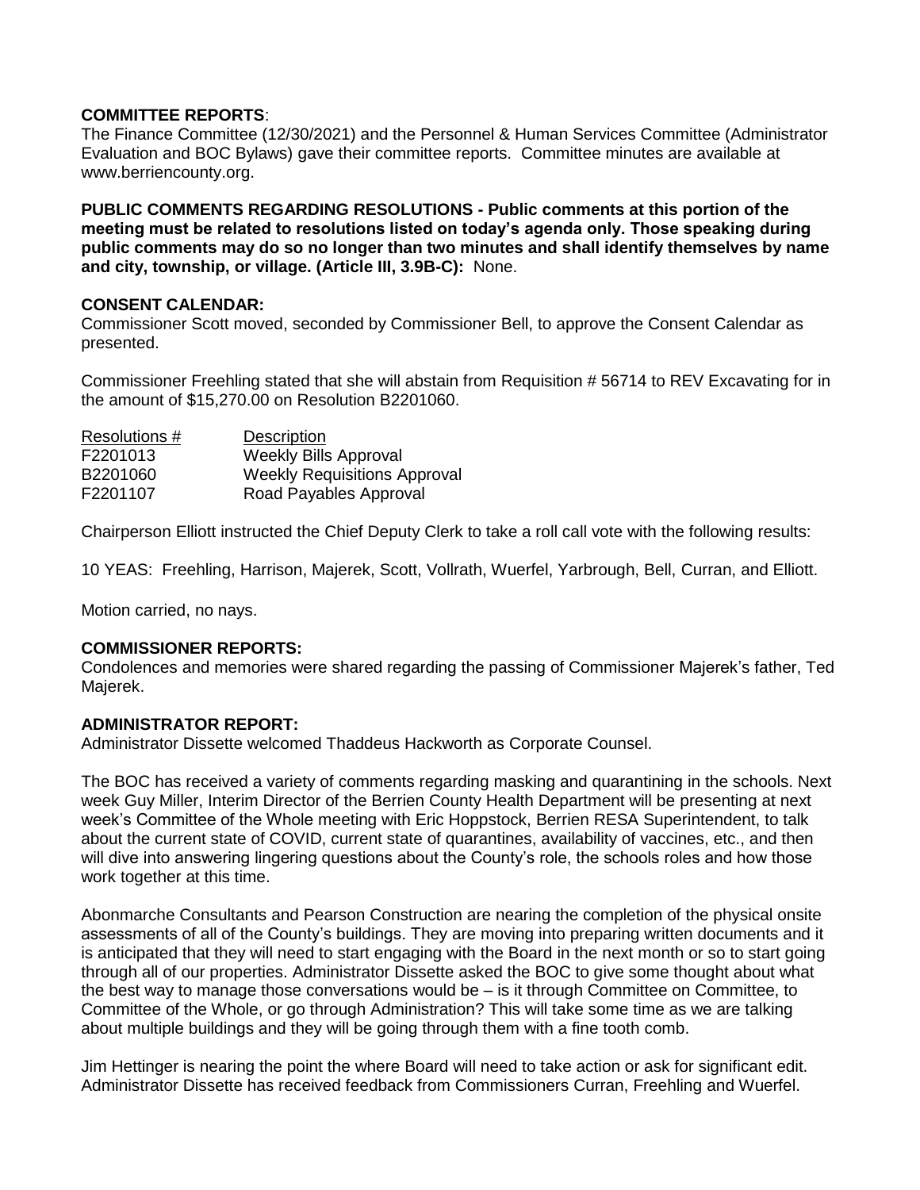**COMMITTEE REPORTS**:

The Finance Committee (12/30/2021) and the Personnel & Human Services Committee (Administrator Evaluation and BOC Bylaws) gave their committee reports. Committee minutes are available at www.berriencounty.org.

**PUBLIC COMMENTS REGARDING RESOLUTIONS - Public comments at this portion of the meeting must be related to resolutions listed on today's agenda only. Those speaking during public comments may do so no longer than two minutes and shall identify themselves by name and city, township, or village. (Article III, 3.9B-C):** None.

**CONSENT CALENDAR:**

Commissioner Scott moved, seconded by Commissioner Bell, to approve the Consent Calendar as presented.

Commissioner Freehling stated that she will abstain from Requisition # 56714 to REV Excavating for in the amount of $15,270.00 on Resolution B2201060.

| Resolutions # | Description |
|---|---|
| F2201013 | Weekly Bills Approval |
| B2201060 | Weekly Requisitions Approval |
| F2201107 | Road Payables Approval |

Chairperson Elliott instructed the Chief Deputy Clerk to take a roll call vote with the following results:

10 YEAS: Freehling, Harrison, Majerek, Scott, Vollrath, Wuerfel, Yarbrough, Bell, Curran, and Elliott.

Motion carried, no nays.

**COMMISSIONER REPORTS:**

Condolences and memories were shared regarding the passing of Commissioner Majerek's father, Ted Majerek.

**ADMINISTRATOR REPORT:**

Administrator Dissette welcomed Thaddeus Hackworth as Corporate Counsel.

The BOC has received a variety of comments regarding masking and quarantining in the schools. Next week Guy Miller, Interim Director of the Berrien County Health Department will be presenting at next week's Committee of the Whole meeting with Eric Hoppstock, Berrien RESA Superintendent, to talk about the current state of COVID, current state of quarantines, availability of vaccines, etc., and then will dive into answering lingering questions about the County's role, the schools roles and how those work together at this time.

Abonmarche Consultants and Pearson Construction are nearing the completion of the physical onsite assessments of all of the County's buildings. They are moving into preparing written documents and it is anticipated that they will need to start engaging with the Board in the next month or so to start going through all of our properties. Administrator Dissette asked the BOC to give some thought about what the best way to manage those conversations would be – is it through Committee on Committee, to Committee of the Whole, or go through Administration? This will take some time as we are talking about multiple buildings and they will be going through them with a fine tooth comb.

Jim Hettinger is nearing the point the where Board will need to take action or ask for significant edit. Administrator Dissette has received feedback from Commissioners Curran, Freehling and Wuerfel.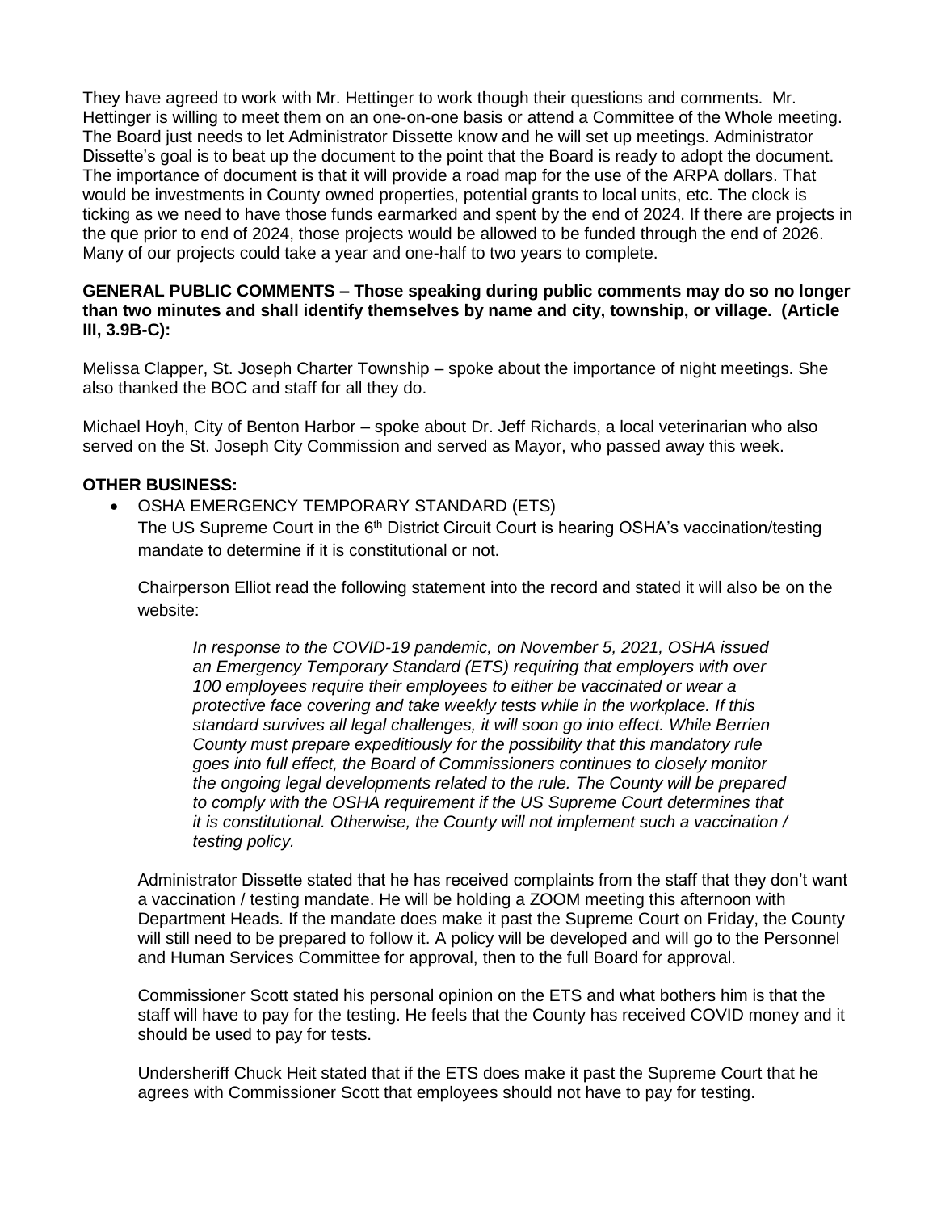They have agreed to work with Mr. Hettinger to work though their questions and comments. Mr. Hettinger is willing to meet them on an one-on-one basis or attend a Committee of the Whole meeting. The Board just needs to let Administrator Dissette know and he will set up meetings. Administrator Dissette's goal is to beat up the document to the point that the Board is ready to adopt the document. The importance of document is that it will provide a road map for the use of the ARPA dollars. That would be investments in County owned properties, potential grants to local units, etc. The clock is ticking as we need to have those funds earmarked and spent by the end of 2024. If there are projects in the que prior to end of 2024, those projects would be allowed to be funded through the end of 2026. Many of our projects could take a year and one-half to two years to complete.

**GENERAL PUBLIC COMMENTS – Those speaking during public comments may do so no longer than two minutes and shall identify themselves by name and city, township, or village. (Article III, 3.9B-C):**

Melissa Clapper, St. Joseph Charter Township – spoke about the importance of night meetings. She also thanked the BOC and staff for all they do.

Michael Hoyh, City of Benton Harbor – spoke about Dr. Jeff Richards, a local veterinarian who also served on the St. Joseph City Commission and served as Mayor, who passed away this week.

**OTHER BUSINESS:**

- OSHA EMERGENCY TEMPORARY STANDARD (ETS)

  The US Supreme Court in the 6th District Circuit Court is hearing OSHA's vaccination/testing mandate to determine if it is constitutional or not.

  Chairperson Elliot read the following statement into the record and stated it will also be on the website:

  > *In response to the COVID-19 pandemic, on November 5, 2021, OSHA issued an Emergency Temporary Standard (ETS) requiring that employers with over 100 employees require their employees to either be vaccinated or wear a protective face covering and take weekly tests while in the workplace. If this standard survives all legal challenges, it will soon go into effect. While Berrien County must prepare expeditiously for the possibility that this mandatory rule goes into full effect, the Board of Commissioners continues to closely monitor the ongoing legal developments related to the rule. The County will be prepared to comply with the OSHA requirement if the US Supreme Court determines that it is constitutional. Otherwise, the County will not implement such a vaccination / testing policy.*

  Administrator Dissette stated that he has received complaints from the staff that they don't want a vaccination / testing mandate. He will be holding a ZOOM meeting this afternoon with Department Heads. If the mandate does make it past the Supreme Court on Friday, the County will still need to be prepared to follow it. A policy will be developed and will go to the Personnel and Human Services Committee for approval, then to the full Board for approval.

  Commissioner Scott stated his personal opinion on the ETS and what bothers him is that the staff will have to pay for the testing. He feels that the County has received COVID money and it should be used to pay for tests.

  Undersheriff Chuck Heit stated that if the ETS does make it past the Supreme Court that he agrees with Commissioner Scott that employees should not have to pay for testing.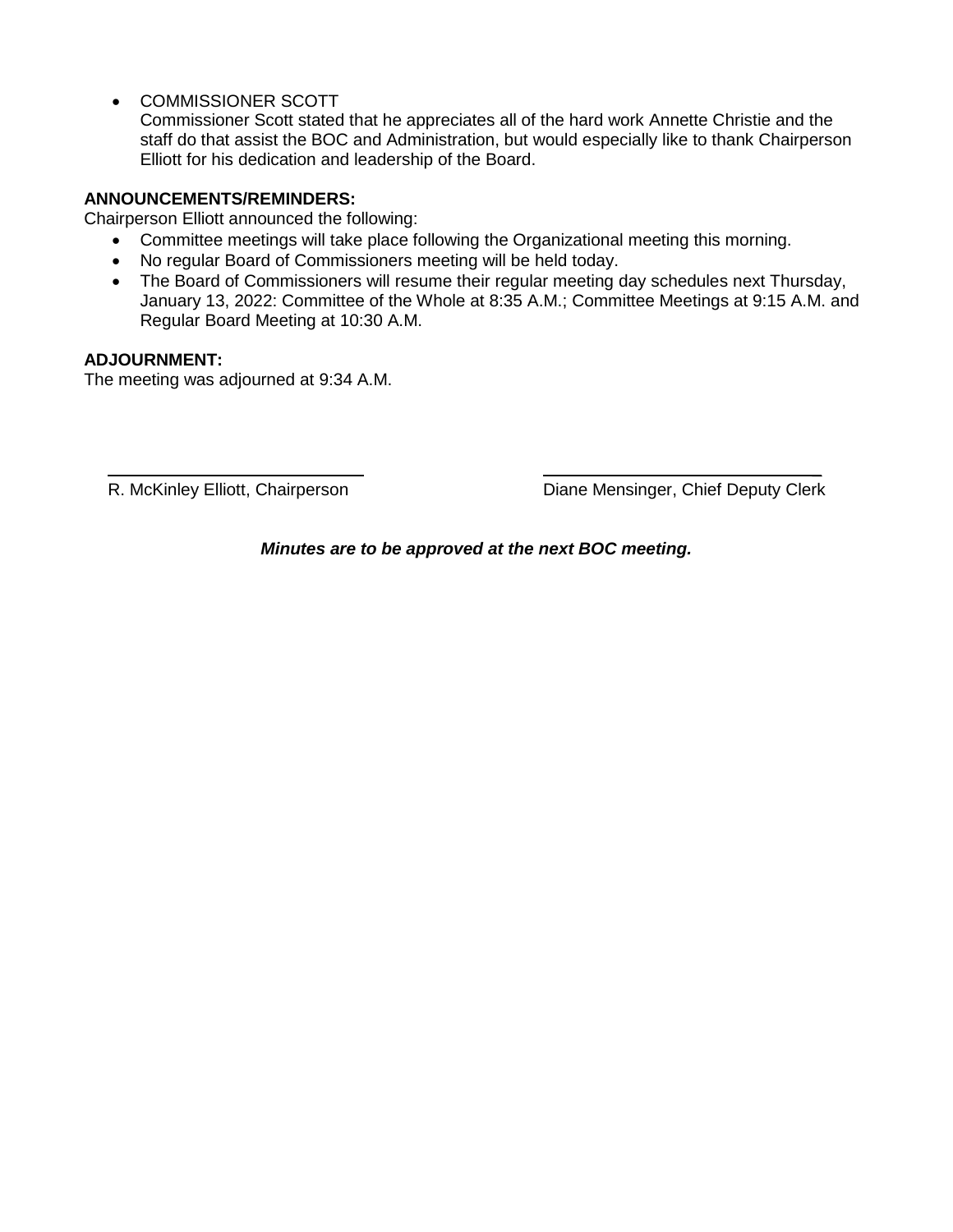- COMMISSIONER SCOTT
  Commissioner Scott stated that he appreciates all of the hard work Annette Christie and the staff do that assist the BOC and Administration, but would especially like to thank Chairperson Elliott for his dedication and leadership of the Board.

**ANNOUNCEMENTS/REMINDERS:**
Chairperson Elliott announced the following:

- Committee meetings will take place following the Organizational meeting this morning.
- No regular Board of Commissioners meeting will be held today.
- The Board of Commissioners will resume their regular meeting day schedules next Thursday, January 13, 2022: Committee of the Whole at 8:35 A.M.; Committee Meetings at 9:15 A.M. and Regular Board Meeting at 10:30 A.M.

**ADJOURNMENT:**
The meeting was adjourned at 9:34 A.M.

| | |
|---|---|
| \_\_\_\_\_\_\_\_\_\_\_\_\_\_\_\_\_\_\_\_\_\_\_\_\_\_\_\_ | \_\_\_\_\_\_\_\_\_\_\_\_\_\_\_\_\_\_\_\_\_\_\_\_\_\_\_\_ |
| R. McKinley Elliott, Chairperson | Diane Mensinger, Chief Deputy Clerk |

***Minutes are to be approved at the next BOC meeting.***